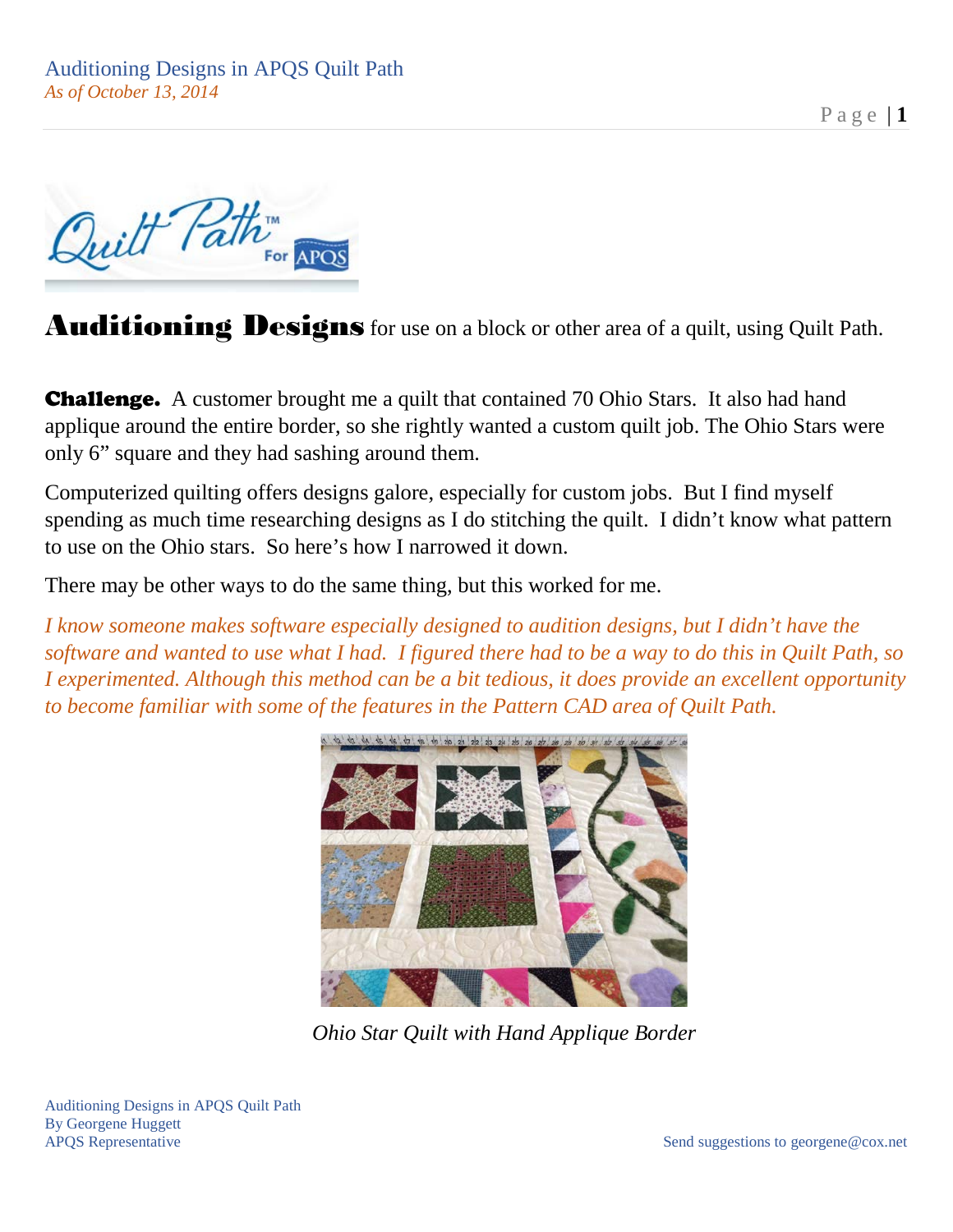# Auditioning Designs for use on a block or other area of a quilt, using Quilt Path.

**Challenge.** A customer brought me a quilt that contained 70 Ohio Stars. It also had hand applique around the entire border, so she rightly wanted a custom quilt job. The Ohio Stars were only 6" square and they had sashing around them.

Computerized quilting offers designs galore, especially for custom jobs. But I find myself spending as much time researching designs as I do stitching the quilt. I didn't know what pattern to use on the Ohio stars. So here's how I narrowed it down.

There may be other ways to do the same thing, but this worked for me.

*I know someone makes software especially designed to audition designs, but I didn't have the software and wanted to use what I had. I figured there had to be a way to do this in Quilt Path, so I experimented. Although this method can be a bit tedious, it does provide an excellent opportunity to become familiar with some of the features in the Pattern CAD area of Quilt Path.*

*Ohio Star Quilt with Hand Applique Border*

Auditioning Designs in APQS Quilt Path
By Georgene Huggett
APQS Representative

Send suggestions to georgene@cox.net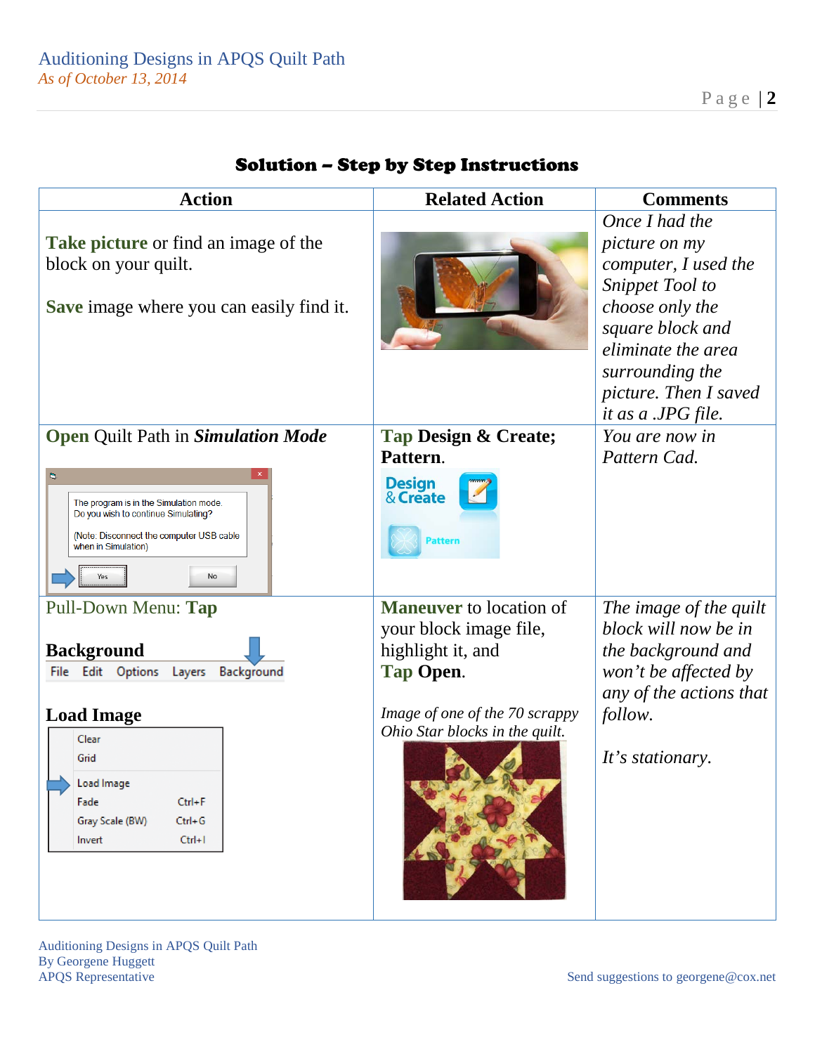## Solution – Step by Step Instructions

| Action | Related Action | Comments |
|---|---|---|
| **Take picture** or find an image of the block on your quilt.<br><br>**Save** image where you can easily find it. | | *Once I had the picture on my computer, I used the Snippet Tool to choose only the square block and eliminate the area surrounding the picture. Then I saved it as a .JPG file.* |
| **Open** Quilt Path in ***Simulation Mode***<br><br>The program is in the Simulation mode. Do you wish to continue Simulating?<br>(Note: Disconnect the computer USB cable when in Simulation)<br>Yes No | **Tap Design & Create; Pattern.**<br><br>Design & Create<br>Pattern | *You are now in Pattern Cad.* |
| Pull-Down Menu: **Tap**<br><br>**Background**<br>File Edit Options Layers Background<br><br>**Load Image**<br>Clear<br>Grid<br>Load Image<br>Fade Ctrl+F<br>Gray Scale (BW) Ctrl+G<br>Invert Ctrl+I | **Maneuver** to location of your block image file, highlight it, and **Tap Open**.<br><br>*Image of one of the 70 scrappy Ohio Star blocks in the quilt.* | *The image of the quilt block will now be in the background and won't be affected by any of the actions that follow.*<br><br>*It's stationary.* |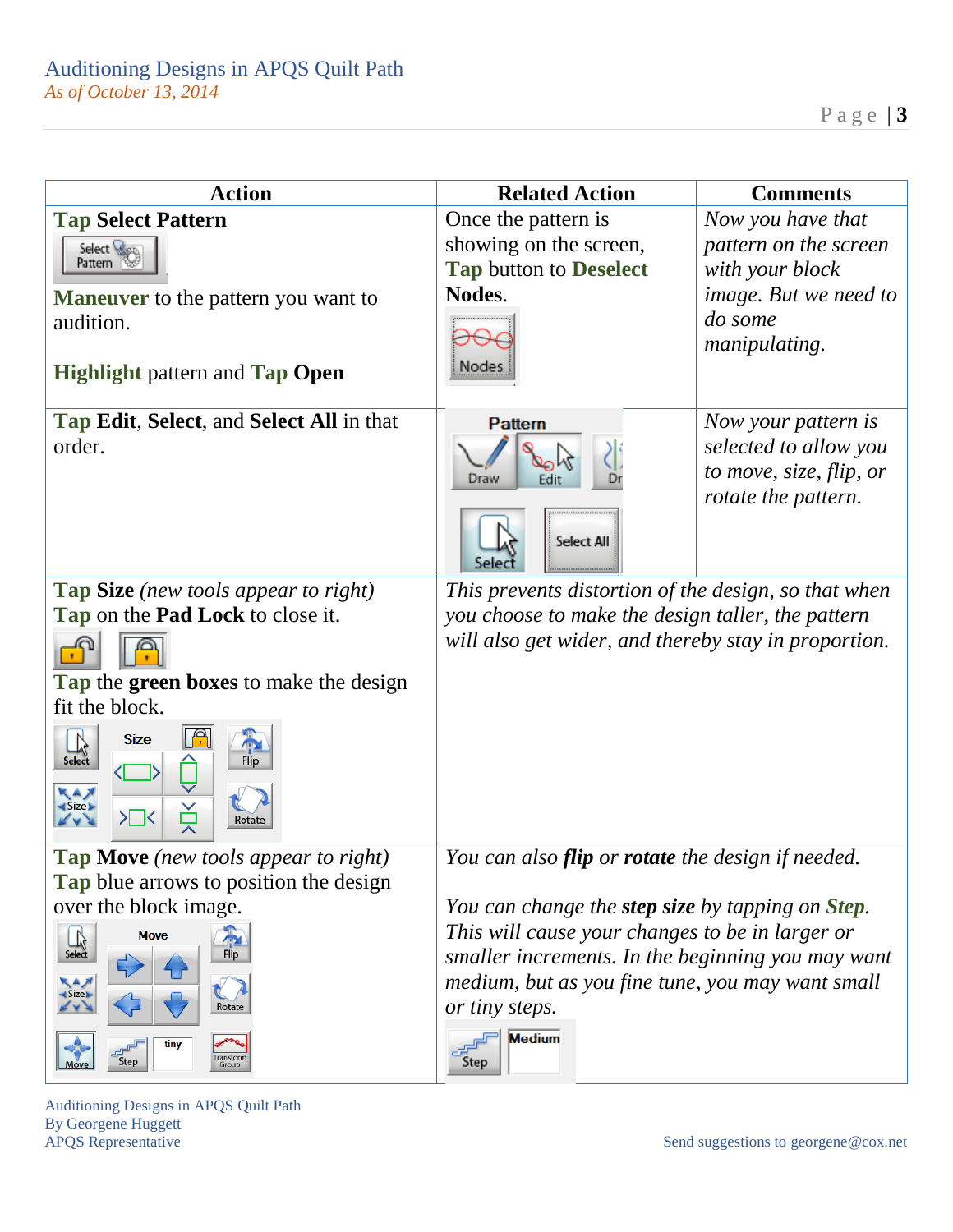| Action | Related Action | Comments |
| --- | --- | --- |
| **Tap Select Pattern**<br><br>**Maneuver** to the pattern you want to audition.<br><br>**Highlight** pattern and **Tap Open** | Once the pattern is showing on the screen, **Tap** button to **Deselect Nodes**. | *Now you have that pattern on the screen with your block image. But we need to do some manipulating.* |
| **Tap Edit**, **Select**, and **Select All** in that order. | | *Now your pattern is selected to allow you to move, size, flip, or rotate the pattern.* |
| **Tap Size** *(new tools appear to right)*<br>**Tap** on the **Pad Lock** to close it.<br><br>**Tap** the **green boxes** to make the design fit the block. | *This prevents distortion of the design, so that when you choose to make the design taller, the pattern will also get wider, and thereby stay in proportion.* | |
| **Tap Move** *(new tools appear to right)*<br>**Tap** blue arrows to position the design over the block image. | *You can also* ***flip*** *or* ***rotate*** *the design if needed.*<br><br>*You can change the* ***step size*** *by tapping on* ***Step****. This will cause your changes to be in larger or smaller increments. In the beginning you may want medium, but as you fine tune, you may want small or tiny steps.* | |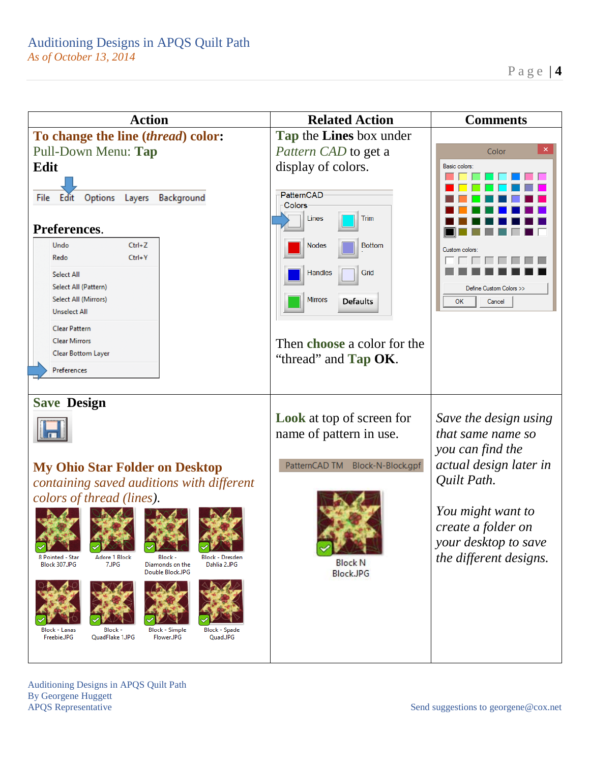| Action | Related Action | Comments |
|---|---|---|
| **To change the line (*thread*) color:** Pull-Down Menu: **Tap Edit** ... **Preferences**. | **Tap** the **Lines** box under *Pattern CAD* to get a display of colors. Then **choose** a color for the "thread" and **Tap OK**. | |
| **Save Design** **My Ohio Star Folder on Desktop** *containing saved auditions with different colors of thread (lines).* | **Look** at top of screen for name of pattern in use. PatternCAD TM Block-N-Block.gpf | *Save the design using that same name so you can find the actual design later in Quilt Path.* *You might want to create a folder on your desktop to save the different designs.* |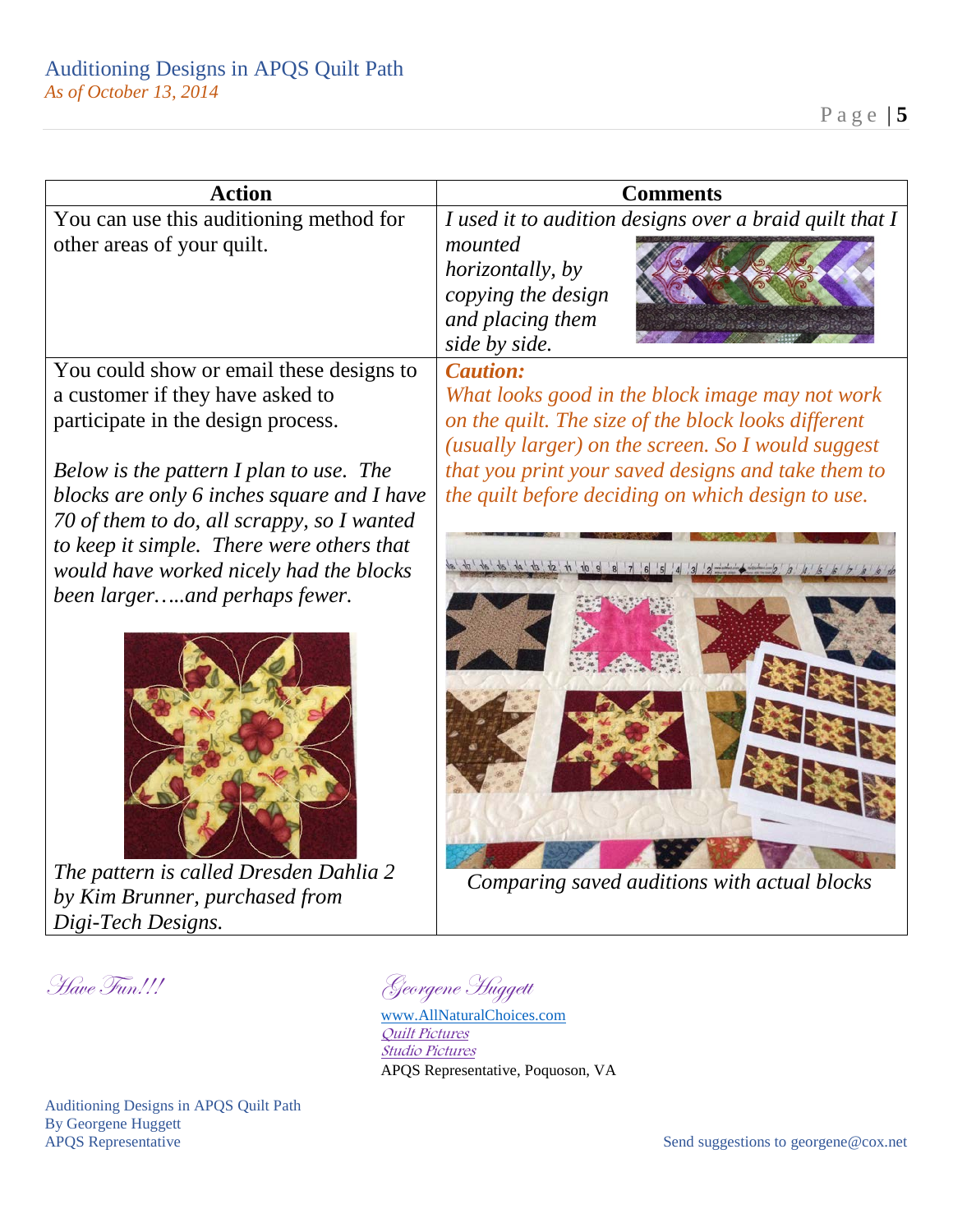| Action | Comments |
| --- | --- |
| You can use this auditioning method for other areas of your quilt. | *I used it to audition designs over a braid quilt that I mounted horizontally, by copying the design and placing them side by side.* |
| You could show or email these designs to a customer if they have asked to participate in the design process.<br><br>*Below is the pattern I plan to use. The blocks are only 6 inches square and I have 70 of them to do, all scrappy, so I wanted to keep it simple. There were others that would have worked nicely had the blocks been larger…..and perhaps fewer.*<br><br>*The pattern is called Dresden Dahlia 2 by Kim Brunner, purchased from Digi-Tech Designs.* | ***Caution:***<br>*What looks good in the block image may not work on the quilt. The size of the block looks different (usually larger) on the screen. So I would suggest that you print your saved designs and take them to the quilt before deciding on which design to use.*<br><br>*Comparing saved auditions with actual blocks* |

*Have Fun!!!*

*Georgene Huggett*
www.AllNaturalChoices.com
*Quilt Pictures*
*Studio Pictures*
APQS Representative, Poquoson, VA

Send suggestions to georgene@cox.net